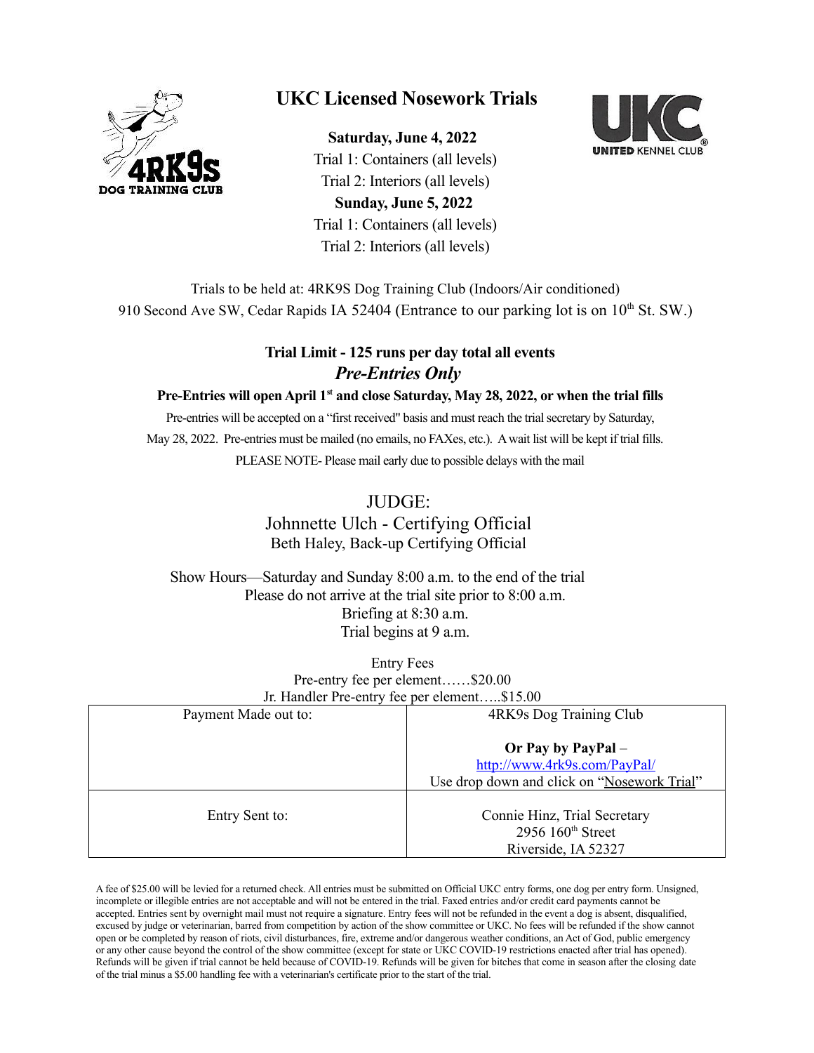# UKC Licensed Nosework Trials

**Saturday, June 4, 2022**
Trial 1: Containers (all levels)
Trial 2: Interiors (all levels)
**Sunday, June 5, 2022**
Trial 1: Containers (all levels)
Trial 2: Interiors (all levels)

Trials to be held at: 4RK9S Dog Training Club (Indoors/Air conditioned)
910 Second Ave SW, Cedar Rapids IA 52404 (Entrance to our parking lot is on 10th St. SW.)

**Trial Limit - 125 runs per day total all events**
***Pre-Entries Only***

**Pre-Entries will open April 1st and close Saturday, May 28, 2022, or when the trial fills**

Pre-entries will be accepted on a "first received" basis and must reach the trial secretary by Saturday, May 28, 2022. Pre-entries must be mailed (no emails, no FAXes, etc.). A wait list will be kept if trial fills.
PLEASE NOTE- Please mail early due to possible delays with the mail

JUDGE:
Johnnette Ulch - Certifying Official
Beth Haley, Back-up Certifying Official

Show Hours—Saturday and Sunday 8:00 a.m. to the end of the trial
Please do not arrive at the trial site prior to 8:00 a.m.
Briefing at 8:30 a.m.
Trial begins at 9 a.m.

Entry Fees
Pre-entry fee per element……$20.00
Jr. Handler Pre-entry fee per element…..$15.00

| Payment Made out to: | 4RK9s Dog Training Club<br><br>**Or Pay by PayPal** –<br>http://www.4rk9s.com/PayPal/<br>Use drop down and click on "Nosework Trial" |
|---|---|
| Entry Sent to: | Connie Hinz, Trial Secretary<br>2956 160th Street<br>Riverside, IA 52327 |

A fee of $25.00 will be levied for a returned check. All entries must be submitted on Official UKC entry forms, one dog per entry form. Unsigned, incomplete or illegible entries are not acceptable and will not be entered in the trial. Faxed entries and/or credit card payments cannot be accepted. Entries sent by overnight mail must not require a signature. Entry fees will not be refunded in the event a dog is absent, disqualified, excused by judge or veterinarian, barred from competition by action of the show committee or UKC. No fees will be refunded if the show cannot open or be completed by reason of riots, civil disturbances, fire, extreme and/or dangerous weather conditions, an Act of God, public emergency or any other cause beyond the control of the show committee (except for state or UKC COVID-19 restrictions enacted after trial has opened). Refunds will be given if trial cannot be held because of COVID-19. Refunds will be given for bitches that come in season after the closing date of the trial minus a $5.00 handling fee with a veterinarian's certificate prior to the start of the trial.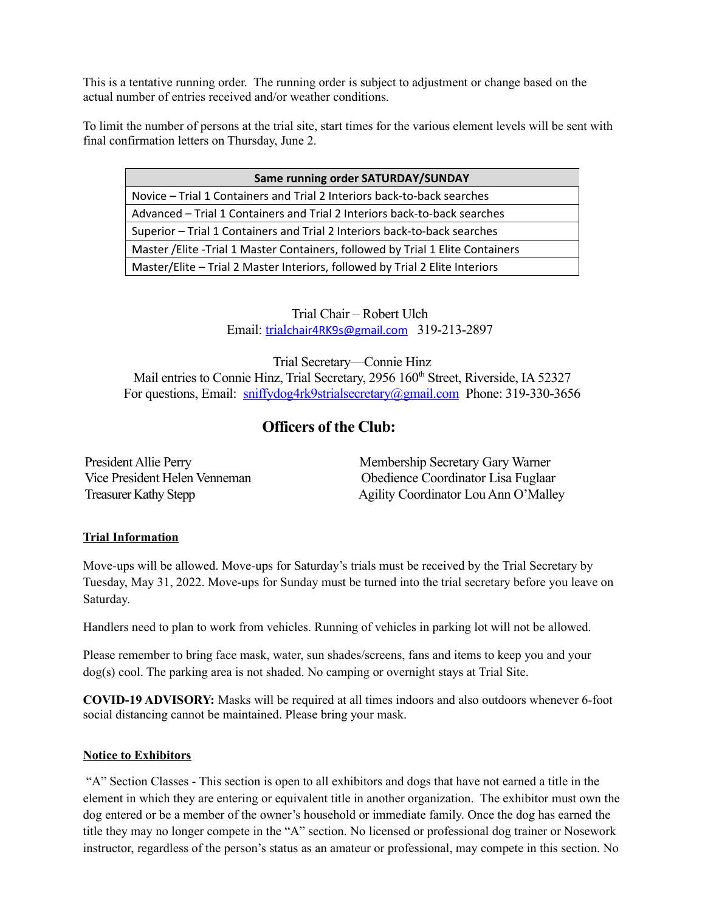This is a tentative running order. The running order is subject to adjustment or change based on the actual number of entries received and/or weather conditions.

To limit the number of persons at the trial site, start times for the various element levels will be sent with final confirmation letters on Thursday, June 2.

| Same running order SATURDAY/SUNDAY |
|---|
| Novice – Trial 1 Containers and Trial 2 Interiors back-to-back searches |
| Advanced – Trial 1 Containers and Trial 2 Interiors back-to-back searches |
| Superior – Trial 1 Containers and Trial 2 Interiors back-to-back searches |
| Master /Elite -Trial 1 Master Containers, followed by Trial 1 Elite Containers |
| Master/Elite – Trial 2 Master Interiors, followed by Trial 2 Elite Interiors |

Trial Chair – Robert Ulch
Email: trialchair4RK9s@gmail.com 319-213-2897

Trial Secretary—Connie Hinz
Mail entries to Connie Hinz, Trial Secretary, 2956 160th Street, Riverside, IA 52327
For questions, Email: sniffydog4rk9strialsecretary@gmail.com Phone: 319-330-3656

## Officers of the Club:

President Allie Perry
Vice President Helen Venneman
Treasurer Kathy Stepp
Membership Secretary Gary Warner
Obedience Coordinator Lisa Fuglaar
Agility Coordinator Lou Ann O'Malley

**Trial Information**

Move-ups will be allowed. Move-ups for Saturday's trials must be received by the Trial Secretary by Tuesday, May 31, 2022. Move-ups for Sunday must be turned into the trial secretary before you leave on Saturday.

Handlers need to plan to work from vehicles. Running of vehicles in parking lot will not be allowed.

Please remember to bring face mask, water, sun shades/screens, fans and items to keep you and your dog(s) cool. The parking area is not shaded. No camping or overnight stays at Trial Site.

**COVID-19 ADVISORY:** Masks will be required at all times indoors and also outdoors whenever 6-foot social distancing cannot be maintained. Please bring your mask.

**Notice to Exhibitors**

"A" Section Classes - This section is open to all exhibitors and dogs that have not earned a title in the element in which they are entering or equivalent title in another organization. The exhibitor must own the dog entered or be a member of the owner's household or immediate family. Once the dog has earned the title they may no longer compete in the "A" section. No licensed or professional dog trainer or Nosework instructor, regardless of the person's status as an amateur or professional, may compete in this section. No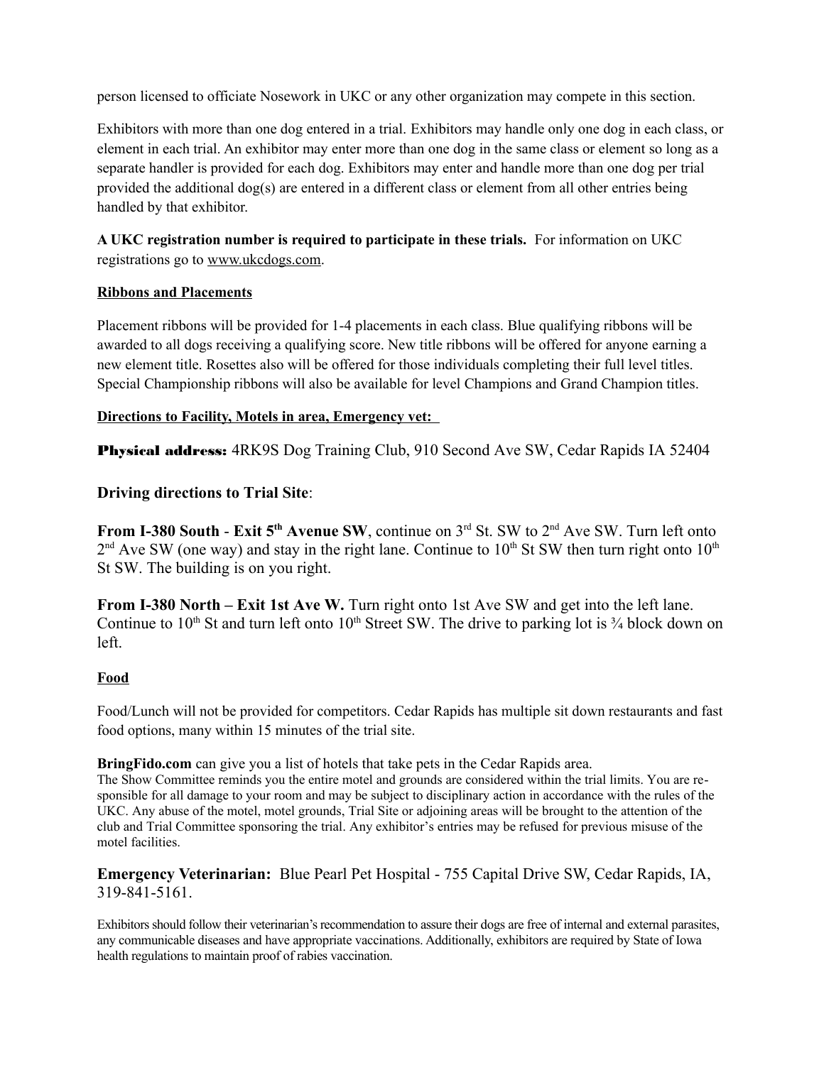person licensed to officiate Nosework in UKC or any other organization may compete in this section.

Exhibitors with more than one dog entered in a trial. Exhibitors may handle only one dog in each class, or element in each trial. An exhibitor may enter more than one dog in the same class or element so long as a separate handler is provided for each dog. Exhibitors may enter and handle more than one dog per trial provided the additional dog(s) are entered in a different class or element from all other entries being handled by that exhibitor.

**A UKC registration number is required to participate in these trials.** For information on UKC registrations go to www.ukcdogs.com.

**Ribbons and Placements**

Placement ribbons will be provided for 1-4 placements in each class. Blue qualifying ribbons will be awarded to all dogs receiving a qualifying score. New title ribbons will be offered for anyone earning a new element title. Rosettes also will be offered for those individuals completing their full level titles. Special Championship ribbons will also be available for level Champions and Grand Champion titles.

**Directions to Facility, Motels in area, Emergency vet:**

**Physical address:** 4RK9S Dog Training Club, 910 Second Ave SW, Cedar Rapids IA 52404

**Driving directions to Trial Site**:

**From I-380 South - Exit 5th Avenue SW**, continue on 3rd St. SW to 2nd Ave SW. Turn left onto 2nd Ave SW (one way) and stay in the right lane. Continue to 10th St SW then turn right onto 10th St SW. The building is on you right.

**From I-380 North – Exit 1st Ave W.** Turn right onto 1st Ave SW and get into the left lane. Continue to 10th St and turn left onto 10th Street SW. The drive to parking lot is ¾ block down on left.

**Food**

Food/Lunch will not be provided for competitors. Cedar Rapids has multiple sit down restaurants and fast food options, many within 15 minutes of the trial site.

**BringFido.com** can give you a list of hotels that take pets in the Cedar Rapids area.
The Show Committee reminds you the entire motel and grounds are considered within the trial limits. You are responsible for all damage to your room and may be subject to disciplinary action in accordance with the rules of the UKC. Any abuse of the motel, motel grounds, Trial Site or adjoining areas will be brought to the attention of the club and Trial Committee sponsoring the trial. Any exhibitor's entries may be refused for previous misuse of the motel facilities.

**Emergency Veterinarian:** Blue Pearl Pet Hospital - 755 Capital Drive SW, Cedar Rapids, IA, 319-841-5161.

Exhibitors should follow their veterinarian's recommendation to assure their dogs are free of internal and external parasites, any communicable diseases and have appropriate vaccinations. Additionally, exhibitors are required by State of Iowa health regulations to maintain proof of rabies vaccination.